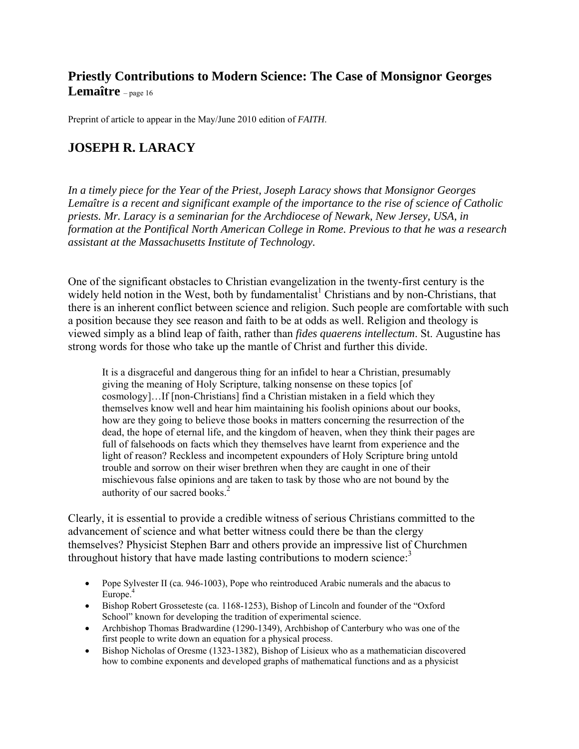## Priestly Contributions to Modern Science: The Case of Monsignor Georges Lemaître – page 16

Preprint of article to appear in the May/June 2010 edition of *FAITH*.

## JOSEPH R. LARACY

*In a timely piece for the Year of the Priest, Joseph Laracy shows that Monsignor Georges Lemaître is a recent and significant example of the importance to the rise of science of Catholic priests. Mr. Laracy is a seminarian for the Archdiocese of Newark, New Jersey, USA, in formation at the Pontifical North American College in Rome. Previous to that he was a research assistant at the Massachusetts Institute of Technology.*

One of the significant obstacles to Christian evangelization in the twenty-first century is the widely held notion in the West, both by fundamentalist[1] Christians and by non-Christians, that there is an inherent conflict between science and religion. Such people are comfortable with such a position because they see reason and faith to be at odds as well. Religion and theology is viewed simply as a blind leap of faith, rather than *fides quaerens intellectum*. St. Augustine has strong words for those who take up the mantle of Christ and further this divide.

> It is a disgraceful and dangerous thing for an infidel to hear a Christian, presumably giving the meaning of Holy Scripture, talking nonsense on these topics [of cosmology]…If [non-Christians] find a Christian mistaken in a field which they themselves know well and hear him maintaining his foolish opinions about our books, how are they going to believe those books in matters concerning the resurrection of the dead, the hope of eternal life, and the kingdom of heaven, when they think their pages are full of falsehoods on facts which they themselves have learnt from experience and the light of reason? Reckless and incompetent expounders of Holy Scripture bring untold trouble and sorrow on their wiser brethren when they are caught in one of their mischievous false opinions and are taken to task by those who are not bound by the authority of our sacred books.[2]

Clearly, it is essential to provide a credible witness of serious Christians committed to the advancement of science and what better witness could there be than the clergy themselves? Physicist Stephen Barr and others provide an impressive list of Churchmen throughout history that have made lasting contributions to modern science:[3]

- Pope Sylvester II (ca. 946-1003), Pope who reintroduced Arabic numerals and the abacus to Europe.[4]
- Bishop Robert Grosseteste (ca. 1168-1253), Bishop of Lincoln and founder of the "Oxford School" known for developing the tradition of experimental science.
- Archbishop Thomas Bradwardine (1290-1349), Archbishop of Canterbury who was one of the first people to write down an equation for a physical process.
- Bishop Nicholas of Oresme (1323-1382), Bishop of Lisieux who as a mathematician discovered how to combine exponents and developed graphs of mathematical functions and as a physicist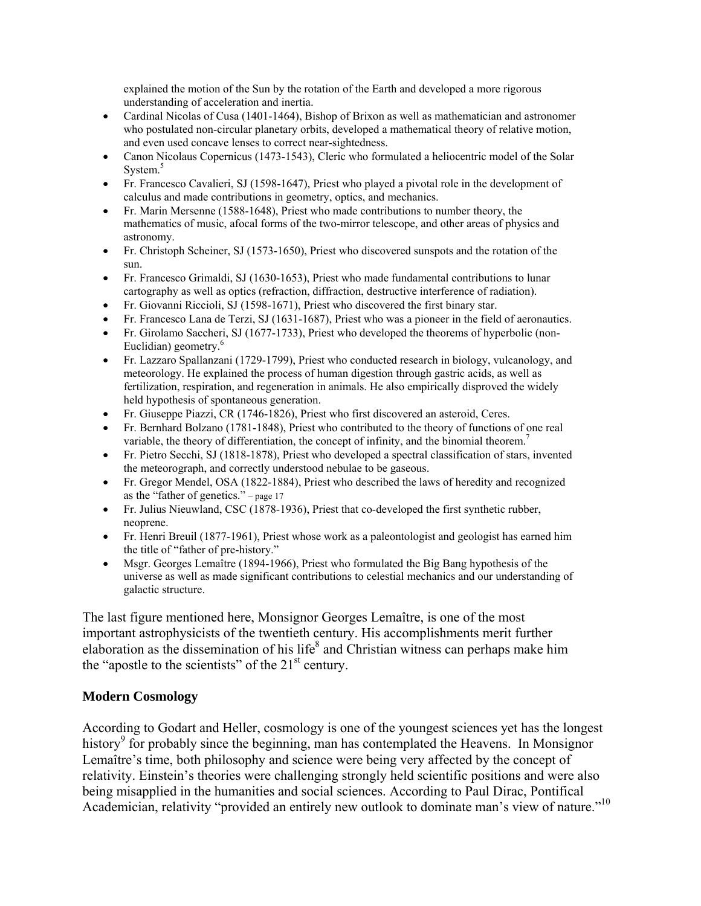explained the motion of the Sun by the rotation of the Earth and developed a more rigorous understanding of acceleration and inertia.

- Cardinal Nicolas of Cusa (1401-1464), Bishop of Brixon as well as mathematician and astronomer who postulated non-circular planetary orbits, developed a mathematical theory of relative motion, and even used concave lenses to correct near-sightedness.
- Canon Nicolaus Copernicus (1473-1543), Cleric who formulated a heliocentric model of the Solar System.[5]
- Fr. Francesco Cavalieri, SJ (1598-1647), Priest who played a pivotal role in the development of calculus and made contributions in geometry, optics, and mechanics.
- Fr. Marin Mersenne (1588-1648), Priest who made contributions to number theory, the mathematics of music, afocal forms of the two-mirror telescope, and other areas of physics and astronomy.
- Fr. Christoph Scheiner, SJ (1573-1650), Priest who discovered sunspots and the rotation of the sun.
- Fr. Francesco Grimaldi, SJ (1630-1653), Priest who made fundamental contributions to lunar cartography as well as optics (refraction, diffraction, destructive interference of radiation).
- Fr. Giovanni Riccioli, SJ (1598-1671), Priest who discovered the first binary star.
- Fr. Francesco Lana de Terzi, SJ (1631-1687), Priest who was a pioneer in the field of aeronautics.
- Fr. Girolamo Saccheri, SJ (1677-1733), Priest who developed the theorems of hyperbolic (non-Euclidian) geometry.[6]
- Fr. Lazzaro Spallanzani (1729-1799), Priest who conducted research in biology, vulcanology, and meteorology. He explained the process of human digestion through gastric acids, as well as fertilization, respiration, and regeneration in animals. He also empirically disproved the widely held hypothesis of spontaneous generation.
- Fr. Giuseppe Piazzi, CR (1746-1826), Priest who first discovered an asteroid, Ceres.
- Fr. Bernhard Bolzano (1781-1848), Priest who contributed to the theory of functions of one real variable, the theory of differentiation, the concept of infinity, and the binomial theorem.[7]
- Fr. Pietro Secchi, SJ (1818-1878), Priest who developed a spectral classification of stars, invented the meteorograph, and correctly understood nebulae to be gaseous.
- Fr. Gregor Mendel, OSA (1822-1884), Priest who described the laws of heredity and recognized as the "father of genetics." – page 17
- Fr. Julius Nieuwland, CSC (1878-1936), Priest that co-developed the first synthetic rubber, neoprene.
- Fr. Henri Breuil (1877-1961), Priest whose work as a paleontologist and geologist has earned him the title of "father of pre-history."
- Msgr. Georges Lemaître (1894-1966), Priest who formulated the Big Bang hypothesis of the universe as well as made significant contributions to celestial mechanics and our understanding of galactic structure.

The last figure mentioned here, Monsignor Georges Lemaître, is one of the most important astrophysicists of the twentieth century. His accomplishments merit further elaboration as the dissemination of his life[8] and Christian witness can perhaps make him the "apostle to the scientists" of the 21st century.

## Modern Cosmology

According to Godart and Heller, cosmology is one of the youngest sciences yet has the longest history[9] for probably since the beginning, man has contemplated the Heavens. In Monsignor Lemaître's time, both philosophy and science were being very affected by the concept of relativity. Einstein's theories were challenging strongly held scientific positions and were also being misapplied in the humanities and social sciences. According to Paul Dirac, Pontifical Academician, relativity "provided an entirely new outlook to dominate man's view of nature."[10]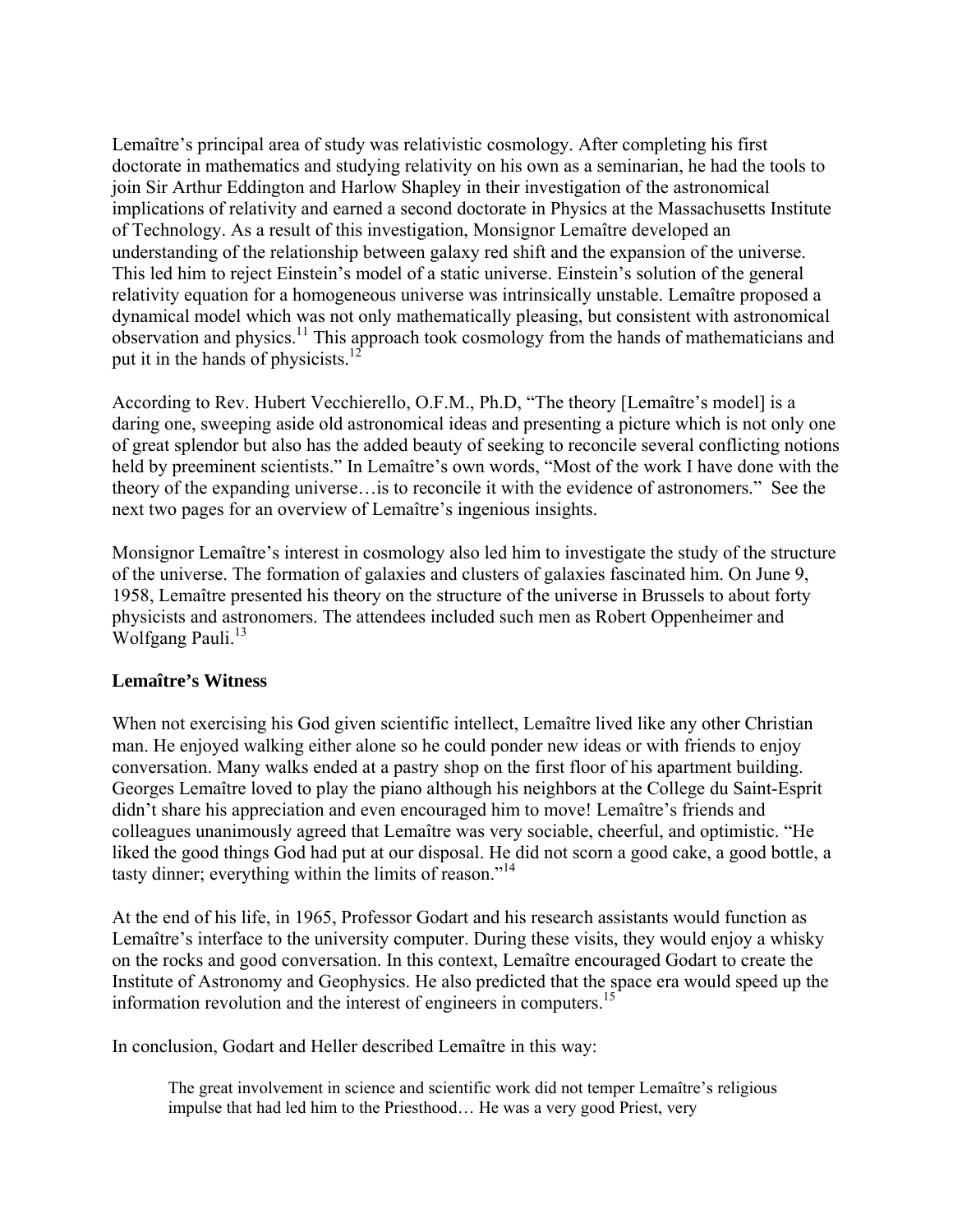Lemaître's principal area of study was relativistic cosmology. After completing his first doctorate in mathematics and studying relativity on his own as a seminarian, he had the tools to join Sir Arthur Eddington and Harlow Shapley in their investigation of the astronomical implications of relativity and earned a second doctorate in Physics at the Massachusetts Institute of Technology. As a result of this investigation, Monsignor Lemaître developed an understanding of the relationship between galaxy red shift and the expansion of the universe. This led him to reject Einstein's model of a static universe. Einstein's solution of the general relativity equation for a homogeneous universe was intrinsically unstable. Lemaître proposed a dynamical model which was not only mathematically pleasing, but consistent with astronomical observation and physics.[11] This approach took cosmology from the hands of mathematicians and put it in the hands of physicists.[12]

According to Rev. Hubert Vecchierello, O.F.M., Ph.D, "The theory [Lemaître's model] is a daring one, sweeping aside old astronomical ideas and presenting a picture which is not only one of great splendor but also has the added beauty of seeking to reconcile several conflicting notions held by preeminent scientists." In Lemaître's own words, "Most of the work I have done with the theory of the expanding universe…is to reconcile it with the evidence of astronomers." See the next two pages for an overview of Lemaître's ingenious insights.

Monsignor Lemaître's interest in cosmology also led him to investigate the study of the structure of the universe. The formation of galaxies and clusters of galaxies fascinated him. On June 9, 1958, Lemaître presented his theory on the structure of the universe in Brussels to about forty physicists and astronomers. The attendees included such men as Robert Oppenheimer and Wolfgang Pauli.[13]

**Lemaître's Witness**

When not exercising his God given scientific intellect, Lemaître lived like any other Christian man. He enjoyed walking either alone so he could ponder new ideas or with friends to enjoy conversation. Many walks ended at a pastry shop on the first floor of his apartment building. Georges Lemaître loved to play the piano although his neighbors at the College du Saint-Esprit didn't share his appreciation and even encouraged him to move! Lemaître's friends and colleagues unanimously agreed that Lemaître was very sociable, cheerful, and optimistic. "He liked the good things God had put at our disposal. He did not scorn a good cake, a good bottle, a tasty dinner; everything within the limits of reason."[14]

At the end of his life, in 1965, Professor Godart and his research assistants would function as Lemaître's interface to the university computer. During these visits, they would enjoy a whisky on the rocks and good conversation. In this context, Lemaître encouraged Godart to create the Institute of Astronomy and Geophysics. He also predicted that the space era would speed up the information revolution and the interest of engineers in computers.[15]

In conclusion, Godart and Heller described Lemaître in this way:

> The great involvement in science and scientific work did not temper Lemaître's religious impulse that had led him to the Priesthood… He was a very good Priest, very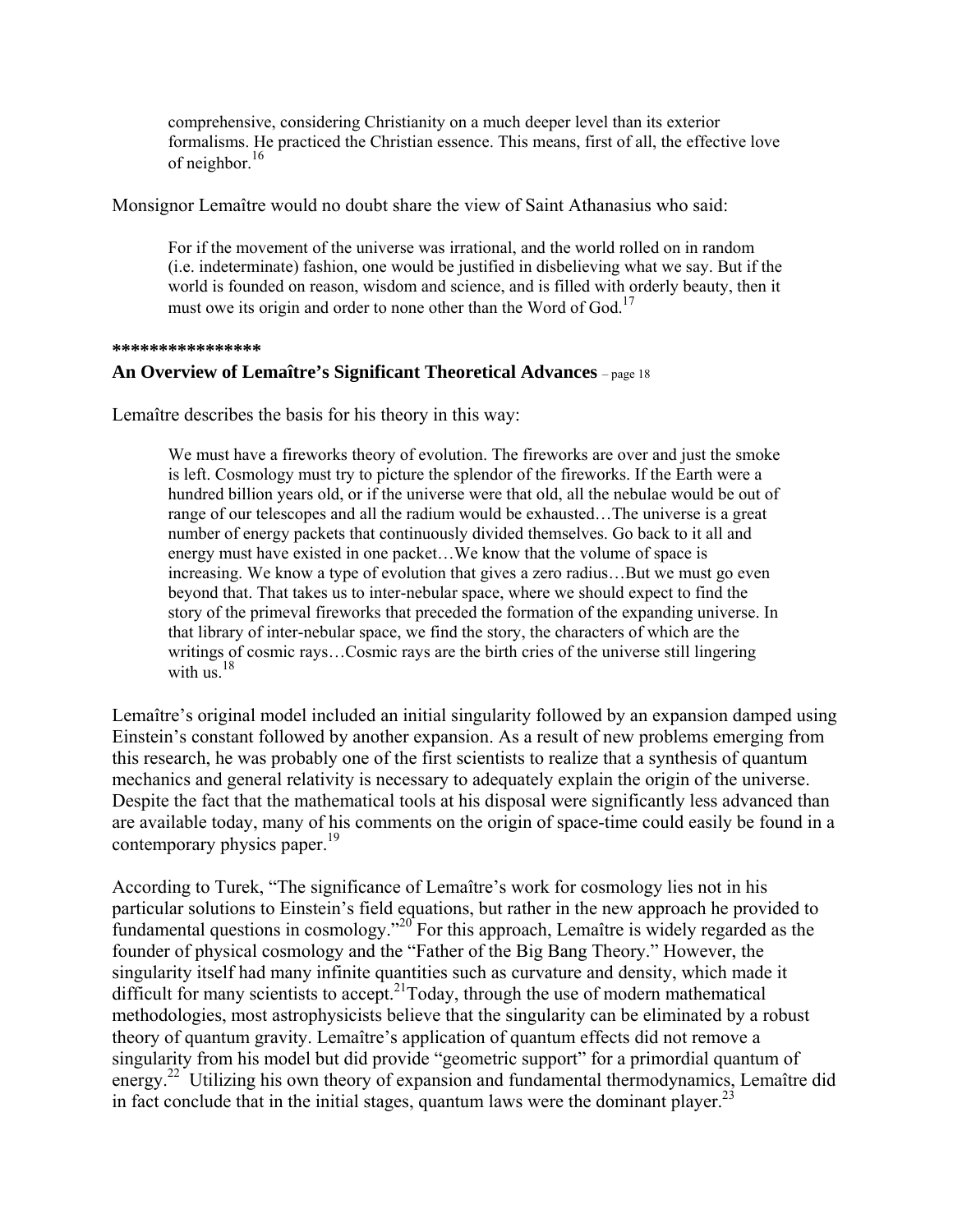> comprehensive, considering Christianity on a much deeper level than its exterior formalisms. He practiced the Christian essence. This means, first of all, the effective love of neighbor.[16]

Monsignor Lemaître would no doubt share the view of Saint Athanasius who said:

> For if the movement of the universe was irrational, and the world rolled on in random (i.e. indeterminate) fashion, one would be justified in disbelieving what we say. But if the world is founded on reason, wisdom and science, and is filled with orderly beauty, then it must owe its origin and order to none other than the Word of God.[17]

****************

**An Overview of Lemaître's Significant Theoretical Advances** – page 18

Lemaître describes the basis for his theory in this way:

> We must have a fireworks theory of evolution. The fireworks are over and just the smoke is left. Cosmology must try to picture the splendor of the fireworks. If the Earth were a hundred billion years old, or if the universe were that old, all the nebulae would be out of range of our telescopes and all the radium would be exhausted…The universe is a great number of energy packets that continuously divided themselves. Go back to it all and energy must have existed in one packet…We know that the volume of space is increasing. We know a type of evolution that gives a zero radius…But we must go even beyond that. That takes us to inter-nebular space, where we should expect to find the story of the primeval fireworks that preceded the formation of the expanding universe. In that library of inter-nebular space, we find the story, the characters of which are the writings of cosmic rays…Cosmic rays are the birth cries of the universe still lingering with us.[18]

Lemaître's original model included an initial singularity followed by an expansion damped using Einstein's constant followed by another expansion. As a result of new problems emerging from this research, he was probably one of the first scientists to realize that a synthesis of quantum mechanics and general relativity is necessary to adequately explain the origin of the universe. Despite the fact that the mathematical tools at his disposal were significantly less advanced than are available today, many of his comments on the origin of space-time could easily be found in a contemporary physics paper.[19]

According to Turek, "The significance of Lemaître's work for cosmology lies not in his particular solutions to Einstein's field equations, but rather in the new approach he provided to fundamental questions in cosmology."[20] For this approach, Lemaître is widely regarded as the founder of physical cosmology and the "Father of the Big Bang Theory." However, the singularity itself had many infinite quantities such as curvature and density, which made it difficult for many scientists to accept.[21]Today, through the use of modern mathematical methodologies, most astrophysicists believe that the singularity can be eliminated by a robust theory of quantum gravity. Lemaître's application of quantum effects did not remove a singularity from his model but did provide "geometric support" for a primordial quantum of energy.[22] Utilizing his own theory of expansion and fundamental thermodynamics, Lemaître did in fact conclude that in the initial stages, quantum laws were the dominant player.[23]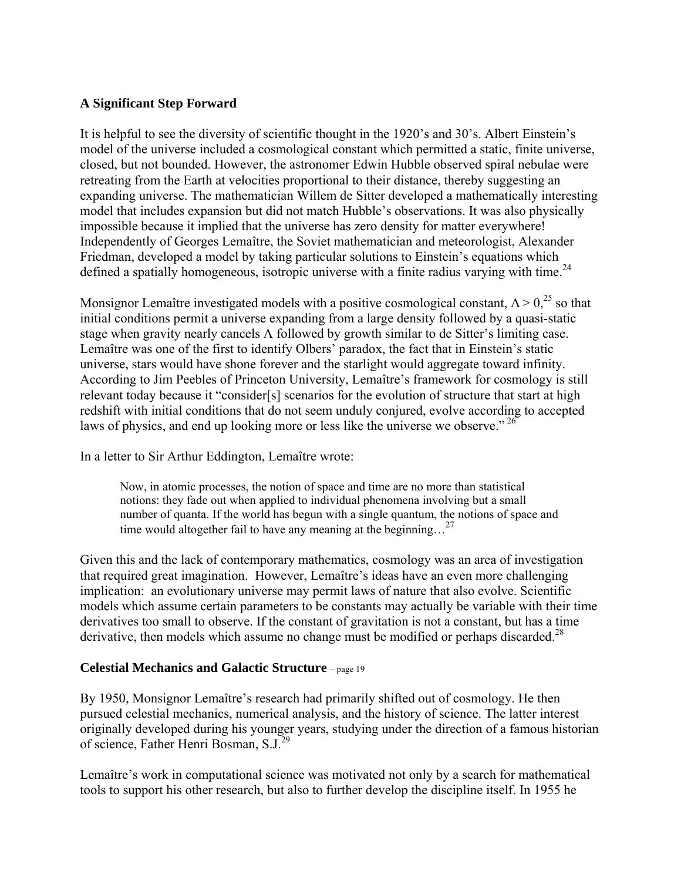## A Significant Step Forward

It is helpful to see the diversity of scientific thought in the 1920's and 30's. Albert Einstein's model of the universe included a cosmological constant which permitted a static, finite universe, closed, but not bounded. However, the astronomer Edwin Hubble observed spiral nebulae were retreating from the Earth at velocities proportional to their distance, thereby suggesting an expanding universe. The mathematician Willem de Sitter developed a mathematically interesting model that includes expansion but did not match Hubble's observations. It was also physically impossible because it implied that the universe has zero density for matter everywhere! Independently of Georges Lemaître, the Soviet mathematician and meteorologist, Alexander Friedman, developed a model by taking particular solutions to Einstein's equations which defined a spatially homogeneous, isotropic universe with a finite radius varying with time.[24]

Monsignor Lemaître investigated models with a positive cosmological constant, $\Lambda > 0$,[25] so that initial conditions permit a universe expanding from a large density followed by a quasi-static stage when gravity nearly cancels $\Lambda$ followed by growth similar to de Sitter's limiting case. Lemaître was one of the first to identify Olbers' paradox, the fact that in Einstein's static universe, stars would have shone forever and the starlight would aggregate toward infinity. According to Jim Peebles of Princeton University, Lemaître's framework for cosmology is still relevant today because it "consider[s] scenarios for the evolution of structure that start at high redshift with initial conditions that do not seem unduly conjured, evolve according to accepted laws of physics, and end up looking more or less like the universe we observe." [26]

In a letter to Sir Arthur Eddington, Lemaître wrote:

> Now, in atomic processes, the notion of space and time are no more than statistical notions: they fade out when applied to individual phenomena involving but a small number of quanta. If the world has begun with a single quantum, the notions of space and time would altogether fail to have any meaning at the beginning…[27]

Given this and the lack of contemporary mathematics, cosmology was an area of investigation that required great imagination. However, Lemaître's ideas have an even more challenging implication: an evolutionary universe may permit laws of nature that also evolve. Scientific models which assume certain parameters to be constants may actually be variable with their time derivatives too small to observe. If the constant of gravitation is not a constant, but has a time derivative, then models which assume no change must be modified or perhaps discarded.[28]

## Celestial Mechanics and Galactic Structure – page 19

By 1950, Monsignor Lemaître's research had primarily shifted out of cosmology. He then pursued celestial mechanics, numerical analysis, and the history of science. The latter interest originally developed during his younger years, studying under the direction of a famous historian of science, Father Henri Bosman, S.J.[29]

Lemaître's work in computational science was motivated not only by a search for mathematical tools to support his other research, but also to further develop the discipline itself. In 1955 he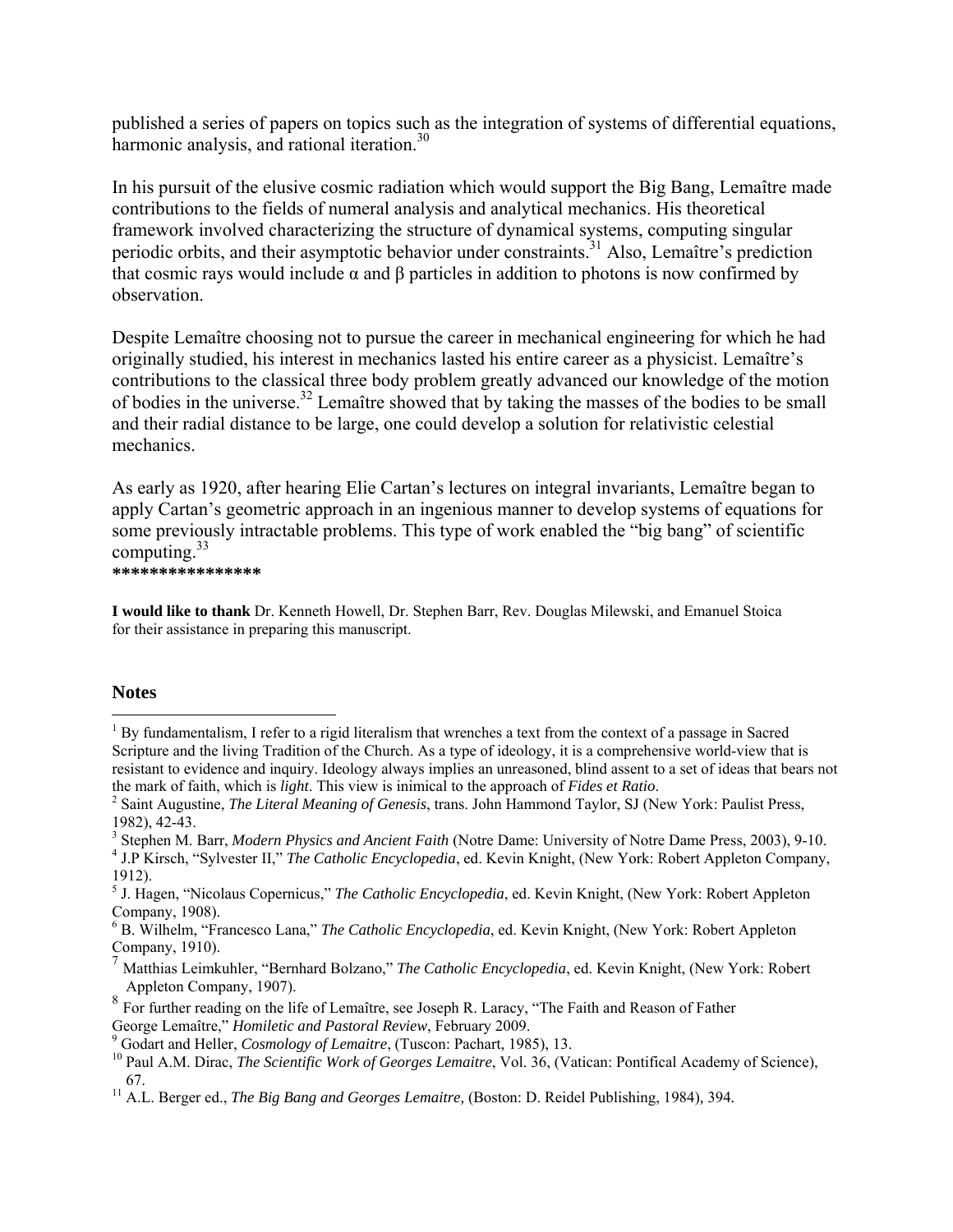published a series of papers on topics such as the integration of systems of differential equations, harmonic analysis, and rational iteration.[30]

In his pursuit of the elusive cosmic radiation which would support the Big Bang, Lemaître made contributions to the fields of numeral analysis and analytical mechanics. His theoretical framework involved characterizing the structure of dynamical systems, computing singular periodic orbits, and their asymptotic behavior under constraints.[31] Also, Lemaître's prediction that cosmic rays would include α and β particles in addition to photons is now confirmed by observation.

Despite Lemaître choosing not to pursue the career in mechanical engineering for which he had originally studied, his interest in mechanics lasted his entire career as a physicist. Lemaître's contributions to the classical three body problem greatly advanced our knowledge of the motion of bodies in the universe.[32] Lemaître showed that by taking the masses of the bodies to be small and their radial distance to be large, one could develop a solution for relativistic celestial mechanics.

As early as 1920, after hearing Elie Cartan's lectures on integral invariants, Lemaître began to apply Cartan's geometric approach in an ingenious manner to develop systems of equations for some previously intractable problems. This type of work enabled the "big bang" of scientific computing.[33]

****************

**I would like to thank** Dr. Kenneth Howell, Dr. Stephen Barr, Rev. Douglas Milewski, and Emanuel Stoica for their assistance in preparing this manuscript.

## Notes

[1] By fundamentalism, I refer to a rigid literalism that wrenches a text from the context of a passage in Sacred Scripture and the living Tradition of the Church. As a type of ideology, it is a comprehensive world-view that is resistant to evidence and inquiry. Ideology always implies an unreasoned, blind assent to a set of ideas that bears not the mark of faith, which is *light*. This view is inimical to the approach of *Fides et Ratio*.

[2] Saint Augustine, *The Literal Meaning of Genesis*, trans. John Hammond Taylor, SJ (New York: Paulist Press, 1982), 42-43.

[3] Stephen M. Barr, *Modern Physics and Ancient Faith* (Notre Dame: University of Notre Dame Press, 2003), 9-10.

[4] J.P Kirsch, "Sylvester II," *The Catholic Encyclopedia*, ed. Kevin Knight, (New York: Robert Appleton Company, 1912).

[5] J. Hagen, "Nicolaus Copernicus," *The Catholic Encyclopedia*, ed. Kevin Knight, (New York: Robert Appleton Company, 1908).

[6] B. Wilhelm, "Francesco Lana," *The Catholic Encyclopedia*, ed. Kevin Knight, (New York: Robert Appleton Company, 1910).

[7] Matthias Leimkuhler, "Bernhard Bolzano," *The Catholic Encyclopedia*, ed. Kevin Knight, (New York: Robert Appleton Company, 1907).

[8] For further reading on the life of Lemaître, see Joseph R. Laracy, "The Faith and Reason of Father George Lemaître," *Homiletic and Pastoral Review*, February 2009.

[9] Godart and Heller, *Cosmology of Lemaitre*, (Tuscon: Pachart, 1985), 13.

[10] Paul A.M. Dirac, *The Scientific Work of Georges Lemaitre*, Vol. 36, (Vatican: Pontifical Academy of Science), 67.

[11] A.L. Berger ed., *The Big Bang and Georges Lemaitre,* (Boston: D. Reidel Publishing, 1984), 394.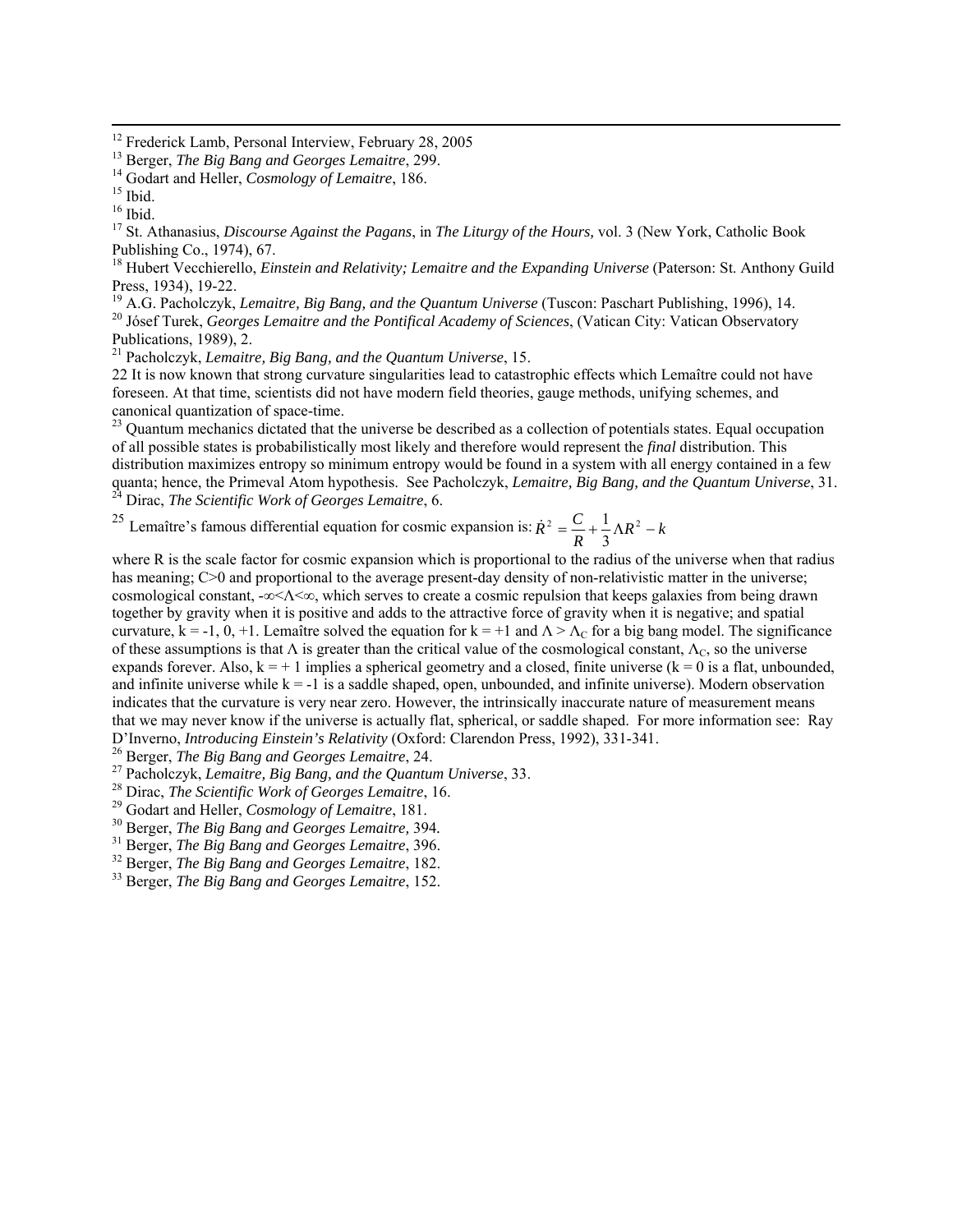[12] Frederick Lamb, Personal Interview, February 28, 2005

[13] Berger, *The Big Bang and Georges Lemaitre*, 299.

[14] Godart and Heller, *Cosmology of Lemaitre*, 186.

[15] Ibid.

[16] Ibid.

[17] St. Athanasius, *Discourse Against the Pagans*, in *The Liturgy of the Hours,* vol. 3 (New York, Catholic Book Publishing Co., 1974), 67.

[18] Hubert Vecchierello, *Einstein and Relativity; Lemaitre and the Expanding Universe* (Paterson: St. Anthony Guild Press, 1934), 19-22.

[19] A.G. Pacholczyk, *Lemaitre, Big Bang, and the Quantum Universe* (Tuscon: Paschart Publishing, 1996), 14.

[20] Jósef Turek, *Georges Lemaitre and the Pontifical Academy of Sciences*, (Vatican City: Vatican Observatory Publications, 1989), 2.

[21] Pacholczyk, *Lemaitre, Big Bang, and the Quantum Universe*, 15.

22 It is now known that strong curvature singularities lead to catastrophic effects which Lemaître could not have foreseen. At that time, scientists did not have modern field theories, gauge methods, unifying schemes, and canonical quantization of space-time.

[23] Quantum mechanics dictated that the universe be described as a collection of potentials states. Equal occupation of all possible states is probabilistically most likely and therefore would represent the *final* distribution. This distribution maximizes entropy so minimum entropy would be found in a system with all energy contained in a few quanta; hence, the Primeval Atom hypothesis. See Pacholczyk, *Lemaitre, Big Bang, and the Quantum Universe*, 31.

[24] Dirac, *The Scientific Work of Georges Lemaitre*, 6.

[25] Lemaître's famous differential equation for cosmic expansion is: $\dot{R}^2 = \frac{C}{R} + \frac{1}{3}\Lambda R^2 - k$

where R is the scale factor for cosmic expansion which is proportional to the radius of the universe when that radius has meaning; C>0 and proportional to the average present-day density of non-relativistic matter in the universe; cosmological constant, $-\infty<\Lambda<\infty$, which serves to create a cosmic repulsion that keeps galaxies from being drawn together by gravity when it is positive and adds to the attractive force of gravity when it is negative; and spatial curvature, k = -1, 0, +1. Lemaître solved the equation for k = +1 and $\Lambda > \Lambda_C$ for a big bang model. The significance of these assumptions is that $\Lambda$ is greater than the critical value of the cosmological constant, $\Lambda_C$, so the universe expands forever. Also, k = + 1 implies a spherical geometry and a closed, finite universe (k = 0 is a flat, unbounded, and infinite universe while k = -1 is a saddle shaped, open, unbounded, and infinite universe). Modern observation indicates that the curvature is very near zero. However, the intrinsically inaccurate nature of measurement means that we may never know if the universe is actually flat, spherical, or saddle shaped. For more information see: Ray D'Inverno, *Introducing Einstein's Relativity* (Oxford: Clarendon Press, 1992), 331-341.

[26] Berger, *The Big Bang and Georges Lemaitre*, 24.

[27] Pacholczyk, *Lemaitre, Big Bang, and the Quantum Universe*, 33.

[28] Dirac, *The Scientific Work of Georges Lemaitre*, 16.

[29] Godart and Heller, *Cosmology of Lemaitre*, 181.

[30] Berger, *The Big Bang and Georges Lemaitre,* 394.

[31] Berger, *The Big Bang and Georges Lemaitre*, 396.

[32] Berger, *The Big Bang and Georges Lemaitre*, 182.

[33] Berger, *The Big Bang and Georges Lemaitre*, 152.